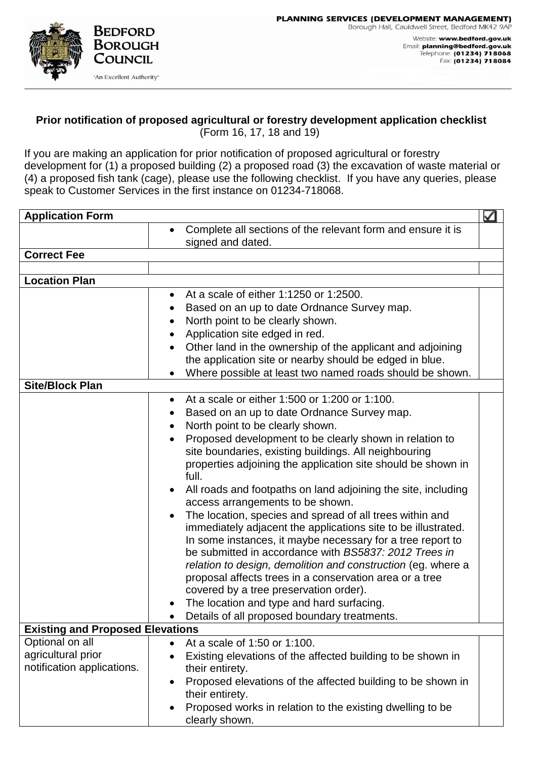**Bedford Borough Council**
'An Excellent Authority'

**PLANNING SERVICES (DEVELOPMENT MANAGEMENT)**
Borough Hall, Cauldwell Street, Bedford MK42 9AP

Website: **www.bedford.gov.uk**
Email: **planning@bedford.gov.uk**
Telephone: **(01234) 718068**
Fax: **(01234) 718084**

**Prior notification of proposed agricultural or forestry development application checklist**
(Form 16, 17, 18 and 19)

If you are making an application for prior notification of proposed agricultural or forestry development for (1) a proposed building (2) a proposed road (3) the excavation of waste material or (4) a proposed fish tank (cage), please use the following checklist. If you have any queries, please speak to Customer Services in the first instance on 01234-718068.

| **Application Form** | | ☑ |
|---|---|---|
| | • Complete all sections of the relevant form and ensure it is signed and dated. | |
| **Correct Fee** | | |
| | | |
| **Location Plan** | | |
| | • At a scale of either 1:1250 or 1:2500.<br>• Based on an up to date Ordnance Survey map.<br>• North point to be clearly shown.<br>• Application site edged in red.<br>• Other land in the ownership of the applicant and adjoining the application site or nearby should be edged in blue.<br>• Where possible at least two named roads should be shown. | |
| **Site/Block Plan** | | |
| | • At a scale or either 1:500 or 1:200 or 1:100.<br>• Based on an up to date Ordnance Survey map.<br>• North point to be clearly shown.<br>• Proposed development to be clearly shown in relation to site boundaries, existing buildings. All neighbouring properties adjoining the application site should be shown in full.<br>• All roads and footpaths on land adjoining the site, including access arrangements to be shown.<br>• The location, species and spread of all trees within and immediately adjacent the applications site to be illustrated. In some instances, it maybe necessary for a tree report to be submitted in accordance with *BS5837: 2012 Trees in relation to design, demolition and construction* (eg. where a proposal affects trees in a conservation area or a tree covered by a tree preservation order).<br>• The location and type and hard surfacing.<br>• Details of all proposed boundary treatments. | |
| **Existing and Proposed Elevations** | | |
| Optional on all agricultural prior notification applications. | • At a scale of 1:50 or 1:100.<br>• Existing elevations of the affected building to be shown in their entirety.<br>• Proposed elevations of the affected building to be shown in their entirety.<br>• Proposed works in relation to the existing dwelling to be clearly shown. | |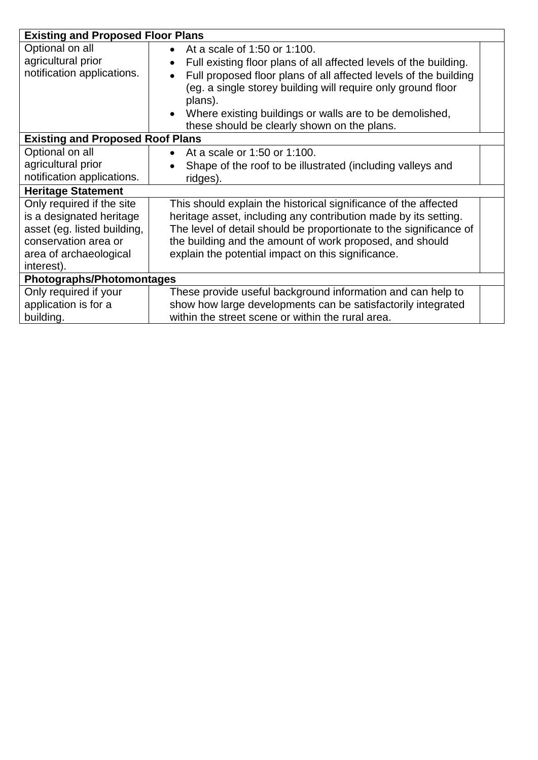| Existing and Proposed Floor Plans | | |
|---|---|---|
| Optional on all agricultural prior notification applications. | • At a scale of 1:50 or 1:100.<br>• Full existing floor plans of all affected levels of the building.<br>• Full proposed floor plans of all affected levels of the building (eg. a single storey building will require only ground floor plans).<br>• Where existing buildings or walls are to be demolished, these should be clearly shown on the plans. | |
| **Existing and Proposed Roof Plans** | | |
| Optional on all agricultural prior notification applications. | • At a scale or 1:50 or 1:100.<br>• Shape of the roof to be illustrated (including valleys and ridges). | |
| **Heritage Statement** | | |
| Only required if the site is a designated heritage asset (eg. listed building, conservation area or area of archaeological interest). | This should explain the historical significance of the affected heritage asset, including any contribution made by its setting. The level of detail should be proportionate to the significance of the building and the amount of work proposed, and should explain the potential impact on this significance. | |
| **Photographs/Photomontages** | | |
| Only required if your application is for a building. | These provide useful background information and can help to show how large developments can be satisfactorily integrated within the street scene or within the rural area. | |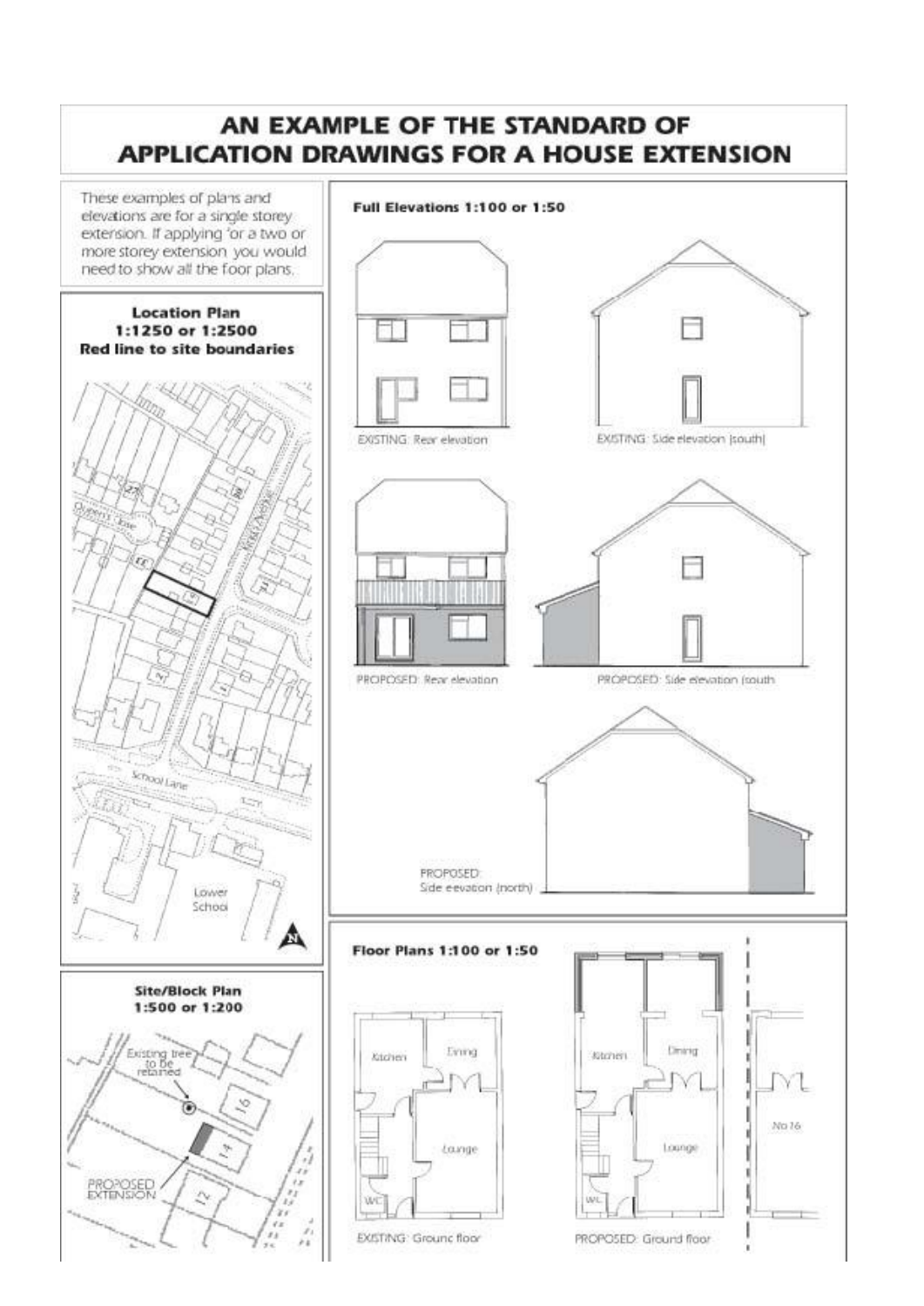# AN EXAMPLE OF THE STANDARD OF APPLICATION DRAWINGS FOR A HOUSE EXTENSION

These examples of plans and elevations are for a single storey extension. If applying for a two or more storey extension you would need to show all the floor plans.

**Location Plan**
**1:1250 or 1:2500**
**Red line to site boundaries**

Queen's Close

School Lane

Lower School

N

**Site/Block Plan**
**1:500 or 1:200**

Existing tree to be retained

PROPOSED EXTENSION

16

14

12

**Full Elevations 1:100 or 1:50**

EXISTING: Rear elevation

EXISTING: Side elevation (south)

PROPOSED: Rear elevation

PROPOSED: Side elevation (south

PROPOSED: Side eevation (north)

**Floor Plans 1:100 or 1:50**

Kitchen

Dining

Lounge

WC

EXISTING: Grounc floor

Kitchen

Dining

Lounge

WC

PROPOSED: Ground floor

No 16